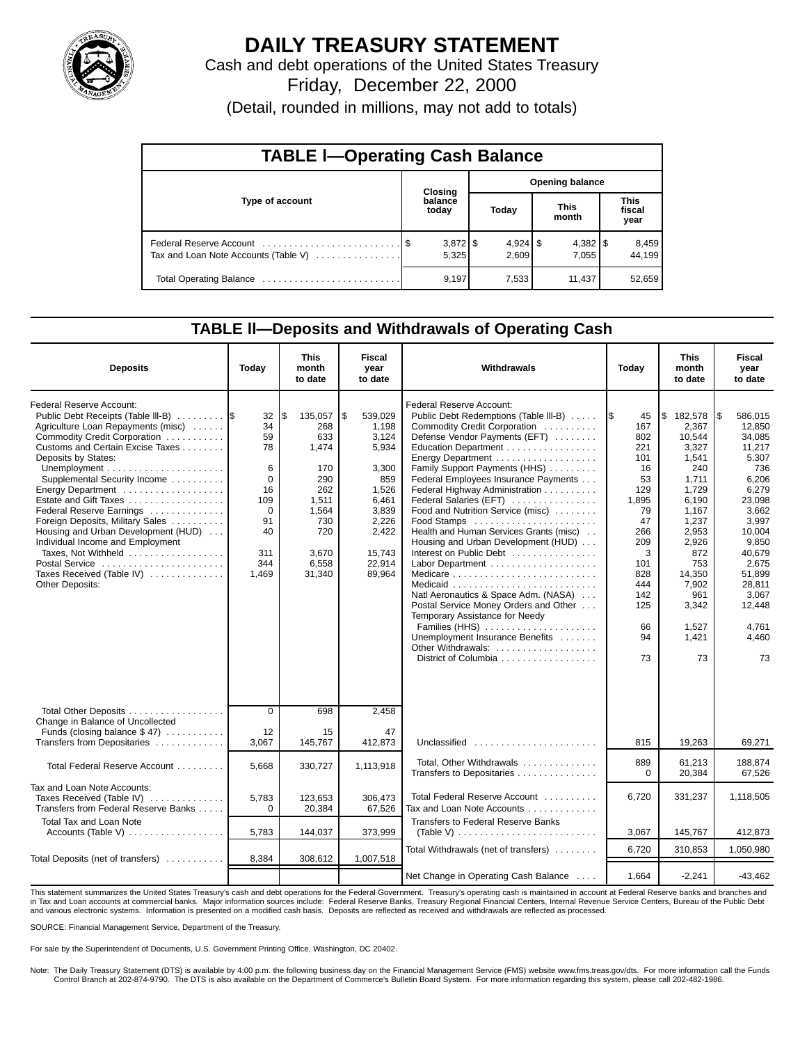# DAILY TREASURY STATEMENT

Cash and debt operations of the United States Treasury

Friday, December 22, 2000

(Detail, rounded in millions, may not add to totals)

## TABLE I—Operating Cash Balance

| Type of account | Closing balance today | Opening balance Today | Opening balance This month | Opening balance This fiscal year |
|---|---|---|---|---|
| Federal Reserve Account | $ 3,872 | $ 4,924 | $ 4,382 | $ 8,459 |
| Tax and Loan Note Accounts (Table V) | 5,325 | 2,609 | 7,055 | 44,199 |
| Total Operating Balance | 9,197 | 7,533 | 11,437 | 52,659 |

## TABLE II—Deposits and Withdrawals of Operating Cash

| Deposits | Today | This month to date | Fiscal year to date |
|---|---|---|---|
| Federal Reserve Account: | | | |
| Public Debt Receipts (Table III-B) | $ 32 | $ 135,057 | $ 539,029 |
| Agriculture Loan Repayments (misc) | 34 | 268 | 1,198 |
| Commodity Credit Corporation | 59 | 633 | 3,124 |
| Customs and Certain Excise Taxes | 78 | 1,474 | 5,934 |
| Deposits by States: | | | |
| Unemployment | 6 | 170 | 3,300 |
| Supplemental Security Income | 0 | 290 | 859 |
| Energy Department | 16 | 262 | 1,526 |
| Estate and Gift Taxes | 109 | 1,511 | 6,461 |
| Federal Reserve Earnings | 0 | 1,564 | 3,839 |
| Foreign Deposits, Military Sales | 91 | 730 | 2,226 |
| Housing and Urban Development (HUD) | 40 | 720 | 2,422 |
| Individual Income and Employment Taxes, Not Withheld | 311 | 3,670 | 15,743 |
| Postal Service | 344 | 6,558 | 22,914 |
| Taxes Received (Table IV) | 1,469 | 31,340 | 89,964 |
| Other Deposits: | | | |
| Total Other Deposits | 0 | 698 | 2,458 |
| Change in Balance of Uncollected Funds (closing balance $ 47) | 12 | 15 | 47 |
| Transfers from Depositaries | 3,067 | 145,767 | 412,873 |
| Total Federal Reserve Account | 5,668 | 330,727 | 1,113,918 |
| Tax and Loan Note Accounts: | | | |
| Taxes Received (Table IV) | 5,783 | 123,653 | 306,473 |
| Transfers from Federal Reserve Banks | 0 | 20,384 | 67,526 |
| Total Tax and Loan Note Accounts (Table V) | 5,783 | 144,037 | 373,999 |
| Total Deposits (net of transfers) | 8,384 | 308,612 | 1,007,518 |

| Withdrawals | Today | This month to date | Fiscal year to date |
|---|---|---|---|
| Federal Reserve Account: | | | |
| Public Debt Redemptions (Table III-B) | $ 45 | $ 182,578 | $ 586,015 |
| Commodity Credit Corporation | 167 | 2,367 | 12,850 |
| Defense Vendor Payments (EFT) | 802 | 10,544 | 34,085 |
| Education Department | 221 | 3,327 | 11,217 |
| Energy Department | 101 | 1,541 | 5,307 |
| Family Support Payments (HHS) | 16 | 240 | 736 |
| Federal Employees Insurance Payments | 53 | 1,711 | 6,206 |
| Federal Highway Administration | 129 | 1,729 | 6,279 |
| Federal Salaries (EFT) | 1,895 | 6,190 | 23,098 |
| Food and Nutrition Service (misc) | 79 | 1,167 | 3,662 |
| Food Stamps | 47 | 1,237 | 3,997 |
| Health and Human Services Grants (misc) | 266 | 2,953 | 10,004 |
| Housing and Urban Development (HUD) | 209 | 2,926 | 9,850 |
| Interest on Public Debt | 3 | 872 | 40,679 |
| Labor Department | 101 | 753 | 2,675 |
| Medicare | 828 | 14,350 | 51,899 |
| Medicaid | 444 | 7,902 | 28,811 |
| Natl Aeronautics & Space Adm. (NASA) | 142 | 961 | 3,067 |
| Postal Service Money Orders and Other | 125 | 3,342 | 12,448 |
| Temporary Assistance for Needy Families (HHS) | 66 | 1,527 | 4,761 |
| Unemployment Insurance Benefits | 94 | 1,421 | 4,460 |
| Other Withdrawals: | | | |
| District of Columbia | 73 | 73 | 73 |
| Unclassified | 815 | 19,263 | 69,271 |
| Total, Other Withdrawals | 889 | 61,213 | 188,874 |
| Transfers to Depositaries | 0 | 20,384 | 67,526 |
| Total Federal Reserve Account | 6,720 | 331,237 | 1,118,505 |
| Tax and Loan Note Accounts | | | |
| Transfers to Federal Reserve Banks (Table V) | 3,067 | 145,767 | 412,873 |
| Total Withdrawals (net of transfers) | 6,720 | 310,853 | 1,050,980 |
| Net Change in Operating Cash Balance | 1,664 | -2,241 | -43,462 |

This statement summarizes the United States Treasury's cash and debt operations for the Federal Government. Treasury's operating cash is maintained in account at Federal Reserve banks and branches and in Tax and Loan accounts at commercial banks. Major information sources include: Federal Reserve Banks, Treasury Regional Financial Centers, Internal Revenue Service Centers, Bureau of the Public Debt and various electronic systems. Information is presented on a modified cash basis. Deposits are reflected as received and withdrawals are reflected as processed.

SOURCE: Financial Management Service, Department of the Treasury.

For sale by the Superintendent of Documents, U.S. Government Printing Office, Washington, DC 20402.

Note: The Daily Treasury Statement (DTS) is available by 4:00 p.m. the following business day on the Financial Management Service (FMS) website www.fms.treas.gov/dts. For more information call the Funds Control Branch at 202-874-9790. The DTS is also available on the Department of Commerce's Bulletin Board System. For more information regarding this system, please call 202-482-1986.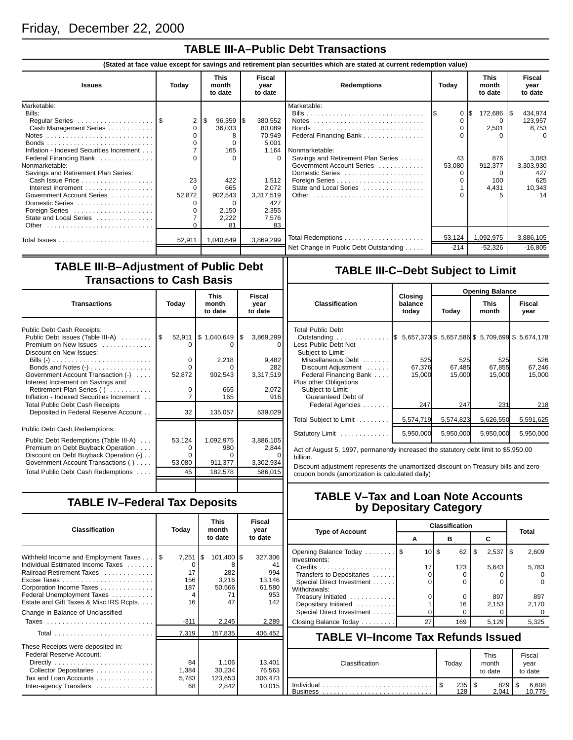Friday, December 22, 2000

## TABLE III-A–Public Debt Transactions

(Stated at face value except for savings and retirement plan securities which are stated at current redemption value)

| Issues | Today | This month to date | Fiscal year to date |
|---|---|---|---|
| Marketable: | | | |
| Bills: | | | |
| Regular Series | $ 2 | $ 96,359 | $ 380,552 |
| Cash Management Series | 0 | 36,033 | 80,089 |
| Notes | 0 | 8 | 70,949 |
| Bonds | 0 | 0 | 5,001 |
| Inflation - Indexed Securities Increment | 7 | 165 | 1,164 |
| Federal Financing Bank | 0 | 0 | 0 |
| Nonmarketable: | | | |
| Savings and Retirement Plan Series: | | | |
| Cash Issue Price | 23 | 422 | 1,512 |
| Interest Increment | 0 | 665 | 2,072 |
| Government Account Series | 52,872 | 902,543 | 3,317,519 |
| Domestic Series | 0 | 0 | 427 |
| Foreign Series | 0 | 2,150 | 2,355 |
| State and Local Series | 7 | 2,222 | 7,576 |
| Other | 0 | 81 | 83 |
| Total Issues | 52,911 | 1,040,649 | 3,869,299 |

| Redemptions | Today | This month to date | Fiscal year to date |
|---|---|---|---|
| Marketable: | | | |
| Bills | $ 0 | $ 172,686 | $ 434,974 |
| Notes | 0 | 0 | 123,957 |
| Bonds | 0 | 2,501 | 8,753 |
| Federal Financing Bank | 0 | 0 | 0 |
| Nonmarketable: | | | |
| Savings and Retirement Plan Series | 43 | 876 | 3,083 |
| Government Account Series | 53,080 | 912,377 | 3,303,930 |
| Domestic Series | 0 | 0 | 427 |
| Foreign Series | 0 | 100 | 625 |
| State and Local Series | 1 | 4,431 | 10,343 |
| Other | 0 | 5 | 14 |
| Total Redemptions | 53,124 | 1,092,975 | 3,886,105 |
| Net Change in Public Debt Outstanding | -214 | -52,326 | -16,805 |

## TABLE III-B–Adjustment of Public Debt Transactions to Cash Basis

| Transactions | Today | This month to date | Fiscal year to date |
|---|---|---|---|
| Public Debt Cash Receipts: | | | |
| Public Debt Issues (Table III-A) | $ 52,911 | $ 1,040,649 | $ 3,869,299 |
| Premium on New Issues | 0 | 0 | 0 |
| Discount on New Issues: | | | |
| Bills (-) | 0 | 2,218 | 9,482 |
| Bonds and Notes (-) | 0 | 0 | 282 |
| Government Account Transaction (-) | 52,872 | 902,543 | 3,317,519 |
| Interest Increment on Savings and Retirement Plan Series (-) | 0 | 665 | 2,072 |
| Inflation - Indexed Securities Increment | 7 | 165 | 916 |
| Total Public Debt Cash Receipts Deposited in Federal Reserve Account | 32 | 135,057 | 539,029 |
| Public Debt Cash Redemptions: | | | |
| Public Debt Redemptions (Table III-A) | 53,124 | 1,092,975 | 3,886,105 |
| Premium on Debt Buyback Operation | 0 | 980 | 2,844 |
| Discount on Debt Buyback Operation (-) | 0 | 0 | 0 |
| Government Account Transactions (-) | 53,080 | 911,377 | 3,302,934 |
| Total Public Debt Cash Redemptions | 45 | 182,578 | 586,015 |

## TABLE III-C–Debt Subject to Limit

| Classification | Closing balance today | Opening Balance Today | Opening Balance This month | Opening Balance Fiscal year |
|---|---|---|---|---|
| Total Public Debt Outstanding | $ 5,657,373 | $ 5,657,586 | $ 5,709,699 | $ 5,674,178 |
| Less Public Debt Not Subject to Limit: | | | | |
| Miscellaneous Debt | 525 | 525 | 525 | 526 |
| Discount Adjustment | 67,376 | 67,485 | 67,855 | 67,246 |
| Federal Financing Bank | 15,000 | 15,000 | 15,000 | 15,000 |
| Plus other Obligations Subject to Limit: | | | | |
| Guaranteed Debt of Federal Agencies | 247 | 247 | 231 | 218 |
| Total Subject to Limit | 5,574,719 | 5,574,823 | 5,626,550 | 5,591,625 |
| Statutory Limit | 5,950,000 | 5,950,000 | 5,950,000 | 5,950,000 |

Act of August 5, 1997, permanently increased the statutory debt limit to $5,950.00 billion.

Discount adjustment represents the unamortized discount on Treasury bills and zero-coupon bonds (amortization is calculated daily)

## TABLE IV–Federal Tax Deposits

| Classification | Today | This month to date | Fiscal year to date |
|---|---|---|---|
| Withheld Income and Employment Taxes | $ 7,251 | $ 101,400 | $ 327,306 |
| Individual Estimated Income Taxes | 0 | 8 | 41 |
| Railroad Retirement Taxes | 17 | 282 | 994 |
| Excise Taxes | 156 | 3,216 | 13,146 |
| Corporation Income Taxes | 187 | 50,566 | 61,580 |
| Federal Unemployment Taxes | 4 | 71 | 953 |
| Estate and Gift Taxes & Misc IRS Rcpts. | 16 | 47 | 142 |
| Change in Balance of Unclassified Taxes | -311 | 2,245 | 2,289 |
| Total | 7,319 | 157,835 | 406,452 |
| These Receipts were deposited in: | | | |
| Federal Reserve Account: | | | |
| Directly | 84 | 1,106 | 13,401 |
| Collector Depositaries | 1,384 | 30,234 | 76,563 |
| Tax and Loan Accounts | 5,783 | 123,653 | 306,473 |
| Inter-agency Transfers | 68 | 2,842 | 10,015 |

## TABLE V–Tax and Loan Note Accounts by Depositary Category

| Type of Account | Classification A | Classification B | Classification C | Total |
|---|---|---|---|---|
| Opening Balance Today | $ 10 | $ 62 | $ 2,537 | $ 2,609 |
| Investments: | | | | |
| Credits | 17 | 123 | 5,643 | 5,783 |
| Transfers to Depositaries | 0 | 0 | 0 | 0 |
| Special Direct Investment | 0 | 0 | 0 | 0 |
| Withdrawals: | | | | |
| Treasury Initiated | 0 | 0 | 897 | 897 |
| Depositary Initiated | 1 | 16 | 2,153 | 2,170 |
| Special Direct Investment | 0 | 0 | 0 | 0 |
| Closing Balance Today | 27 | 169 | 5,129 | 5,325 |

## TABLE VI–Income Tax Refunds Issued

| Classification | Today | This month to date | Fiscal year to date |
|---|---|---|---|
| Individual | $ 235 | $ 829 | $ 6,608 |
| Business | 128 | 2,041 | 10,775 |